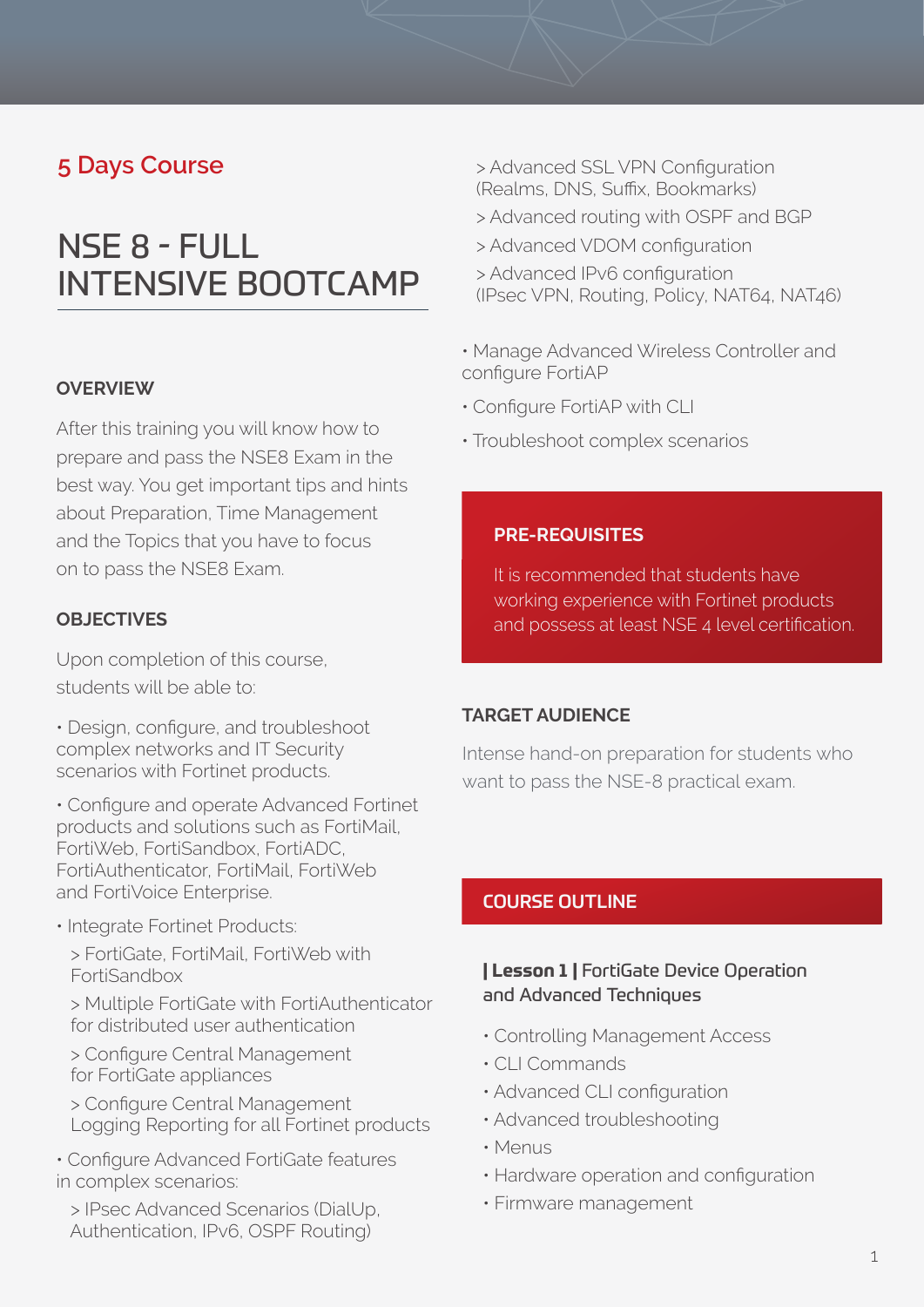5 Days Course

# NSE 8 - FULL INTENSIVE BOOTCAMP

## OVERVIEW

After this training you will know how to prepare and pass the NSE8 Exam in the best way. You get important tips and hints about Preparation, Time Management and the Topics that you have to focus on to pass the NSE8 Exam.

## OBJECTIVES

Upon completion of this course, students will be able to:

- Design, configure, and troubleshoot complex networks and IT Security scenarios with Fortinet products.
- Configure and operate Advanced Fortinet products and solutions such as FortiMail, FortiWeb, FortiSandbox, FortiADC, FortiAuthenticator, FortiMail, FortiWeb and FortiVoice Enterprise.
- Integrate Fortinet Products:
  > FortiGate, FortiMail, FortiWeb with FortiSandbox
  > Multiple FortiGate with FortiAuthenticator for distributed user authentication
  > Configure Central Management for FortiGate appliances
  > Configure Central Management Logging Reporting for all Fortinet products
- Configure Advanced FortiGate features in complex scenarios:
  > IPsec Advanced Scenarios (DialUp, Authentication, IPv6, OSPF Routing)
  > Advanced SSL VPN Configuration (Realms, DNS, Suffix, Bookmarks)
  > Advanced routing with OSPF and BGP
  > Advanced VDOM configuration
  > Advanced IPv6 configuration (IPsec VPN, Routing, Policy, NAT64, NAT46)
- Manage Advanced Wireless Controller and configure FortiAP
- Configure FortiAP with CLI
- Troubleshoot complex scenarios

## PRE-REQUISITES

It is recommended that students have working experience with Fortinet products and possess at least NSE 4 level certification.

## TARGET AUDIENCE

Intense hand-on preparation for students who want to pass the NSE-8 practical exam.

## COURSE OUTLINE

### | Lesson 1 | FortiGate Device Operation and Advanced Techniques

- Controlling Management Access
- CLI Commands
- Advanced CLI configuration
- Advanced troubleshooting
- Menus
- Hardware operation and configuration
- Firmware management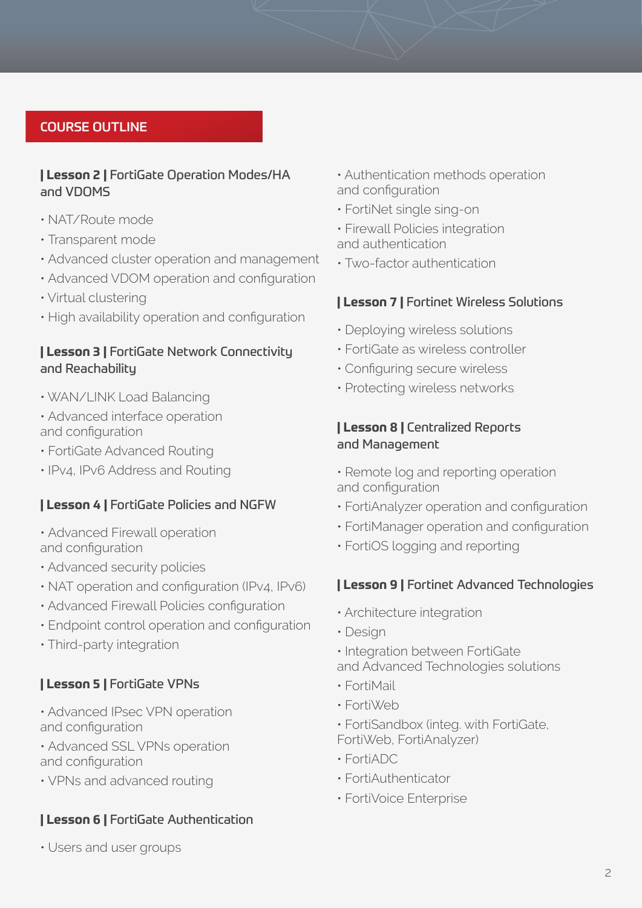## COURSE OUTLINE

### | Lesson 2 | FortiGate Operation Modes/HA and VDOMS

- NAT/Route mode
- Transparent mode
- Advanced cluster operation and management
- Advanced VDOM operation and configuration
- Virtual clustering
- High availability operation and configuration

### | Lesson 3 | FortiGate Network Connectivity and Reachability

- WAN/LINK Load Balancing
- Advanced interface operation and configuration
- FortiGate Advanced Routing
- IPv4, IPv6 Address and Routing

### | Lesson 4 | FortiGate Policies and NGFW

- Advanced Firewall operation and configuration
- Advanced security policies
- NAT operation and configuration (IPv4, IPv6)
- Advanced Firewall Policies configuration
- Endpoint control operation and configuration
- Third-party integration

### | Lesson 5 | FortiGate VPNs

- Advanced IPsec VPN operation and configuration
- Advanced SSL VPNs operation and configuration
- VPNs and advanced routing

### | Lesson 6 | FortiGate Authentication

- Users and user groups
- Authentication methods operation and configuration
- FortiNet single sing-on
- Firewall Policies integration and authentication
- Two-factor authentication

### | Lesson 7 | Fortinet Wireless Solutions

- Deploying wireless solutions
- FortiGate as wireless controller
- Configuring secure wireless
- Protecting wireless networks

### | Lesson 8 | Centralized Reports and Management

- Remote log and reporting operation and configuration
- FortiAnalyzer operation and configuration
- FortiManager operation and configuration
- FortiOS logging and reporting

### | Lesson 9 | Fortinet Advanced Technologies

- Architecture integration
- Design
- Integration between FortiGate and Advanced Technologies solutions
- FortiMail
- FortiWeb
- FortiSandbox (integ. with FortiGate, FortiWeb, FortiAnalyzer)
- FortiADC
- FortiAuthenticator
- FortiVoice Enterprise